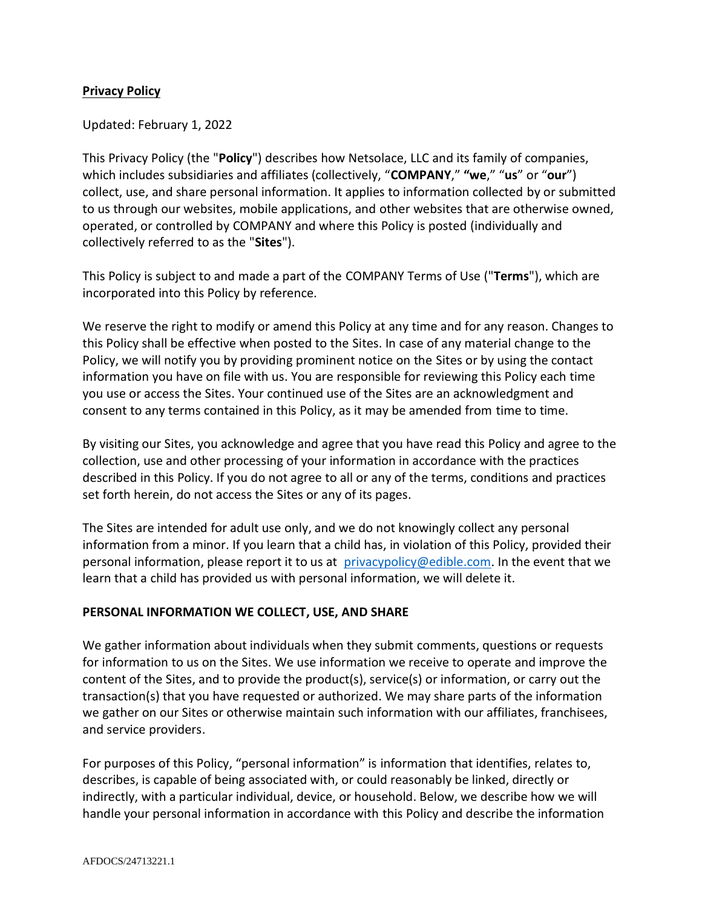**Privacy Policy**

Updated: February 1, 2022

This Privacy Policy (the "**Policy**") describes how Netsolace, LLC and its family of companies, which includes subsidiaries and affiliates (collectively, "**COMPANY**," "**we**," "**us**" or "**our**") collect, use, and share personal information. It applies to information collected by or submitted to us through our websites, mobile applications, and other websites that are otherwise owned, operated, or controlled by COMPANY and where this Policy is posted (individually and collectively referred to as the "**Sites**").

This Policy is subject to and made a part of the COMPANY Terms of Use ("**Terms**"), which are incorporated into this Policy by reference.

We reserve the right to modify or amend this Policy at any time and for any reason. Changes to this Policy shall be effective when posted to the Sites. In case of any material change to the Policy, we will notify you by providing prominent notice on the Sites or by using the contact information you have on file with us. You are responsible for reviewing this Policy each time you use or access the Sites. Your continued use of the Sites are an acknowledgment and consent to any terms contained in this Policy, as it may be amended from time to time.

By visiting our Sites, you acknowledge and agree that you have read this Policy and agree to the collection, use and other processing of your information in accordance with the practices described in this Policy. If you do not agree to all or any of the terms, conditions and practices set forth herein, do not access the Sites or any of its pages.

The Sites are intended for adult use only, and we do not knowingly collect any personal information from a minor. If you learn that a child has, in violation of this Policy, provided their personal information, please report it to us at privacypolicy@edible.com. In the event that we learn that a child has provided us with personal information, we will delete it.

**PERSONAL INFORMATION WE COLLECT, USE, AND SHARE**

We gather information about individuals when they submit comments, questions or requests for information to us on the Sites. We use information we receive to operate and improve the content of the Sites, and to provide the product(s), service(s) or information, or carry out the transaction(s) that you have requested or authorized. We may share parts of the information we gather on our Sites or otherwise maintain such information with our affiliates, franchisees, and service providers.

For purposes of this Policy, "personal information" is information that identifies, relates to, describes, is capable of being associated with, or could reasonably be linked, directly or indirectly, with a particular individual, device, or household. Below, we describe how we will handle your personal information in accordance with this Policy and describe the information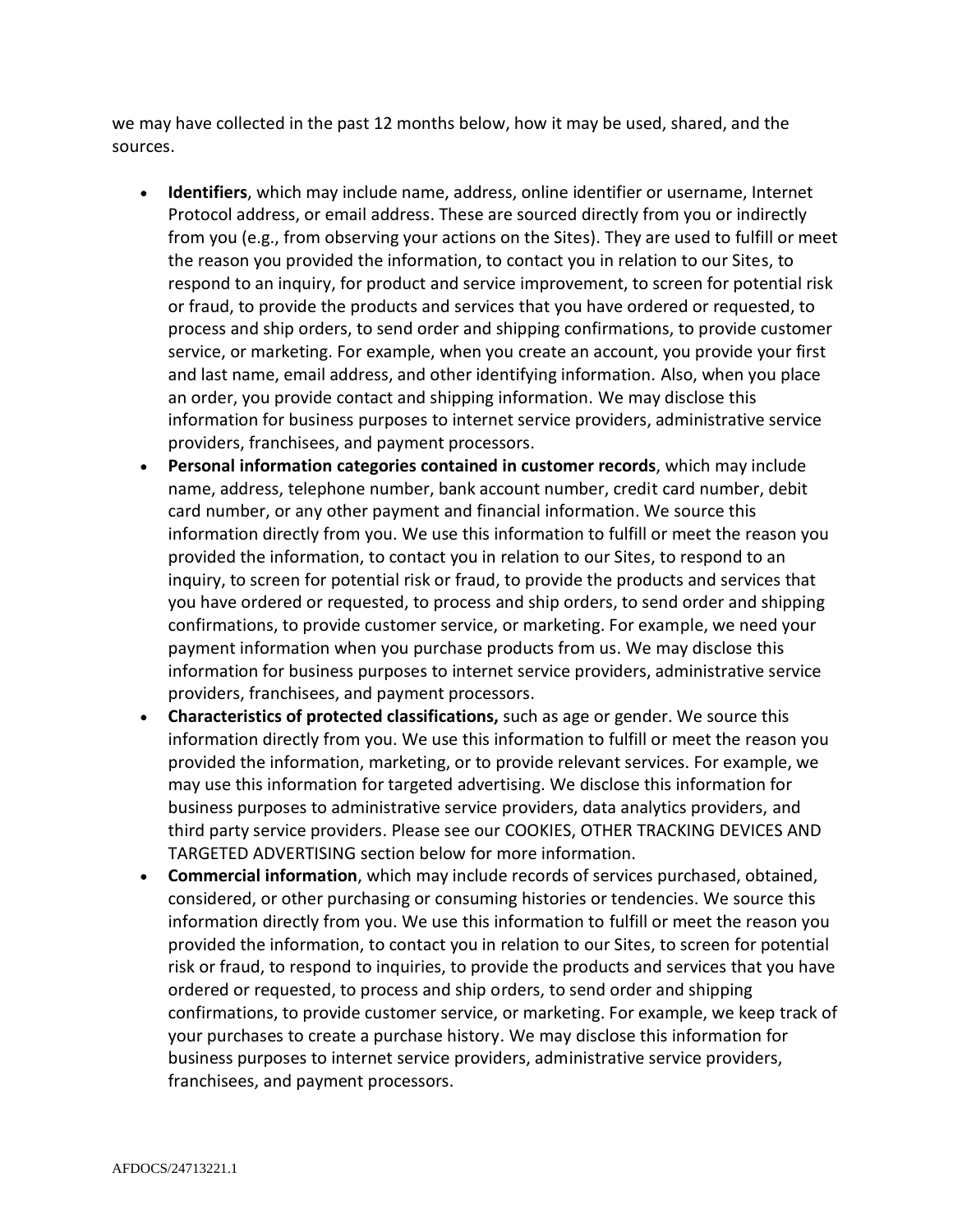we may have collected in the past 12 months below, how it may be used, shared, and the sources.

- **Identifiers**, which may include name, address, online identifier or username, Internet Protocol address, or email address. These are sourced directly from you or indirectly from you (e.g., from observing your actions on the Sites). They are used to fulfill or meet the reason you provided the information, to contact you in relation to our Sites, to respond to an inquiry, for product and service improvement, to screen for potential risk or fraud, to provide the products and services that you have ordered or requested, to process and ship orders, to send order and shipping confirmations, to provide customer service, or marketing. For example, when you create an account, you provide your first and last name, email address, and other identifying information. Also, when you place an order, you provide contact and shipping information. We may disclose this information for business purposes to internet service providers, administrative service providers, franchisees, and payment processors.
- **Personal information categories contained in customer records**, which may include name, address, telephone number, bank account number, credit card number, debit card number, or any other payment and financial information. We source this information directly from you. We use this information to fulfill or meet the reason you provided the information, to contact you in relation to our Sites, to respond to an inquiry, to screen for potential risk or fraud, to provide the products and services that you have ordered or requested, to process and ship orders, to send order and shipping confirmations, to provide customer service, or marketing. For example, we need your payment information when you purchase products from us. We may disclose this information for business purposes to internet service providers, administrative service providers, franchisees, and payment processors.
- **Characteristics of protected classifications,** such as age or gender. We source this information directly from you. We use this information to fulfill or meet the reason you provided the information, marketing, or to provide relevant services. For example, we may use this information for targeted advertising. We disclose this information for business purposes to administrative service providers, data analytics providers, and third party service providers. Please see our COOKIES, OTHER TRACKING DEVICES AND TARGETED ADVERTISING section below for more information.
- **Commercial information**, which may include records of services purchased, obtained, considered, or other purchasing or consuming histories or tendencies. We source this information directly from you. We use this information to fulfill or meet the reason you provided the information, to contact you in relation to our Sites, to screen for potential risk or fraud, to respond to inquiries, to provide the products and services that you have ordered or requested, to process and ship orders, to send order and shipping confirmations, to provide customer service, or marketing. For example, we keep track of your purchases to create a purchase history. We may disclose this information for business purposes to internet service providers, administrative service providers, franchisees, and payment processors.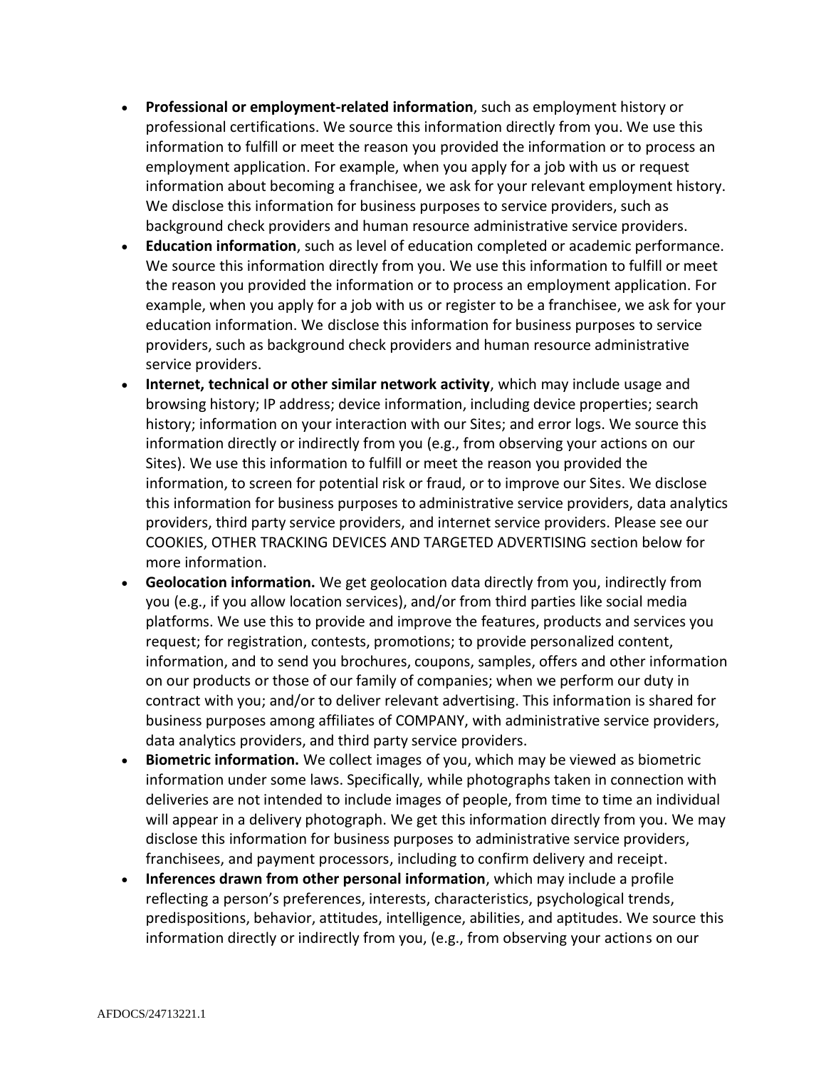- **Professional or employment-related information**, such as employment history or professional certifications. We source this information directly from you. We use this information to fulfill or meet the reason you provided the information or to process an employment application. For example, when you apply for a job with us or request information about becoming a franchisee, we ask for your relevant employment history. We disclose this information for business purposes to service providers, such as background check providers and human resource administrative service providers.
- **Education information**, such as level of education completed or academic performance. We source this information directly from you. We use this information to fulfill or meet the reason you provided the information or to process an employment application. For example, when you apply for a job with us or register to be a franchisee, we ask for your education information. We disclose this information for business purposes to service providers, such as background check providers and human resource administrative service providers.
- **Internet, technical or other similar network activity**, which may include usage and browsing history; IP address; device information, including device properties; search history; information on your interaction with our Sites; and error logs. We source this information directly or indirectly from you (e.g., from observing your actions on our Sites). We use this information to fulfill or meet the reason you provided the information, to screen for potential risk or fraud, or to improve our Sites. We disclose this information for business purposes to administrative service providers, data analytics providers, third party service providers, and internet service providers. Please see our COOKIES, OTHER TRACKING DEVICES AND TARGETED ADVERTISING section below for more information.
- **Geolocation information.** We get geolocation data directly from you, indirectly from you (e.g., if you allow location services), and/or from third parties like social media platforms. We use this to provide and improve the features, products and services you request; for registration, contests, promotions; to provide personalized content, information, and to send you brochures, coupons, samples, offers and other information on our products or those of our family of companies; when we perform our duty in contract with you; and/or to deliver relevant advertising. This information is shared for business purposes among affiliates of COMPANY, with administrative service providers, data analytics providers, and third party service providers.
- **Biometric information.** We collect images of you, which may be viewed as biometric information under some laws. Specifically, while photographs taken in connection with deliveries are not intended to include images of people, from time to time an individual will appear in a delivery photograph. We get this information directly from you. We may disclose this information for business purposes to administrative service providers, franchisees, and payment processors, including to confirm delivery and receipt.
- **Inferences drawn from other personal information**, which may include a profile reflecting a person's preferences, interests, characteristics, psychological trends, predispositions, behavior, attitudes, intelligence, abilities, and aptitudes. We source this information directly or indirectly from you, (e.g., from observing your actions on our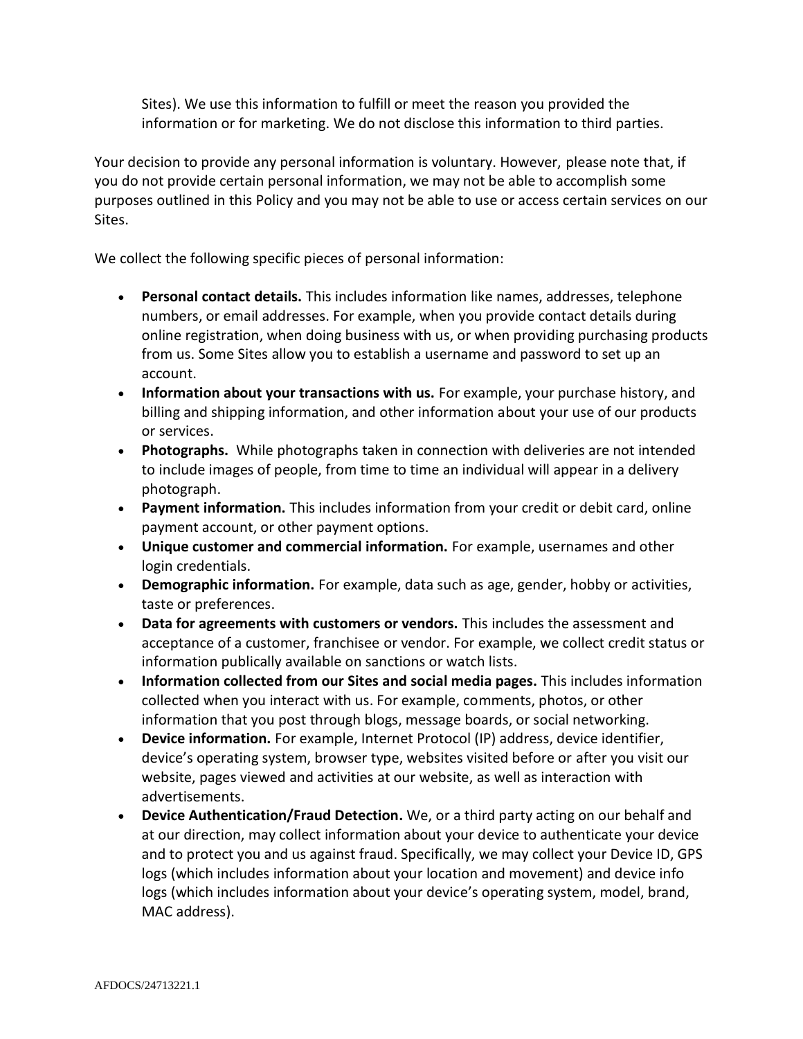Sites). We use this information to fulfill or meet the reason you provided the information or for marketing. We do not disclose this information to third parties.

Your decision to provide any personal information is voluntary. However, please note that, if you do not provide certain personal information, we may not be able to accomplish some purposes outlined in this Policy and you may not be able to use or access certain services on our Sites.

We collect the following specific pieces of personal information:

- **Personal contact details.** This includes information like names, addresses, telephone numbers, or email addresses. For example, when you provide contact details during online registration, when doing business with us, or when providing purchasing products from us. Some Sites allow you to establish a username and password to set up an account.
- **Information about your transactions with us.** For example, your purchase history, and billing and shipping information, and other information about your use of our products or services.
- **Photographs.** While photographs taken in connection with deliveries are not intended to include images of people, from time to time an individual will appear in a delivery photograph.
- **Payment information.** This includes information from your credit or debit card, online payment account, or other payment options.
- **Unique customer and commercial information.** For example, usernames and other login credentials.
- **Demographic information.** For example, data such as age, gender, hobby or activities, taste or preferences.
- **Data for agreements with customers or vendors.** This includes the assessment and acceptance of a customer, franchisee or vendor. For example, we collect credit status or information publically available on sanctions or watch lists.
- **Information collected from our Sites and social media pages.** This includes information collected when you interact with us. For example, comments, photos, or other information that you post through blogs, message boards, or social networking.
- **Device information.** For example, Internet Protocol (IP) address, device identifier, device's operating system, browser type, websites visited before or after you visit our website, pages viewed and activities at our website, as well as interaction with advertisements.
- **Device Authentication/Fraud Detection.** We, or a third party acting on our behalf and at our direction, may collect information about your device to authenticate your device and to protect you and us against fraud. Specifically, we may collect your Device ID, GPS logs (which includes information about your location and movement) and device info logs (which includes information about your device's operating system, model, brand, MAC address).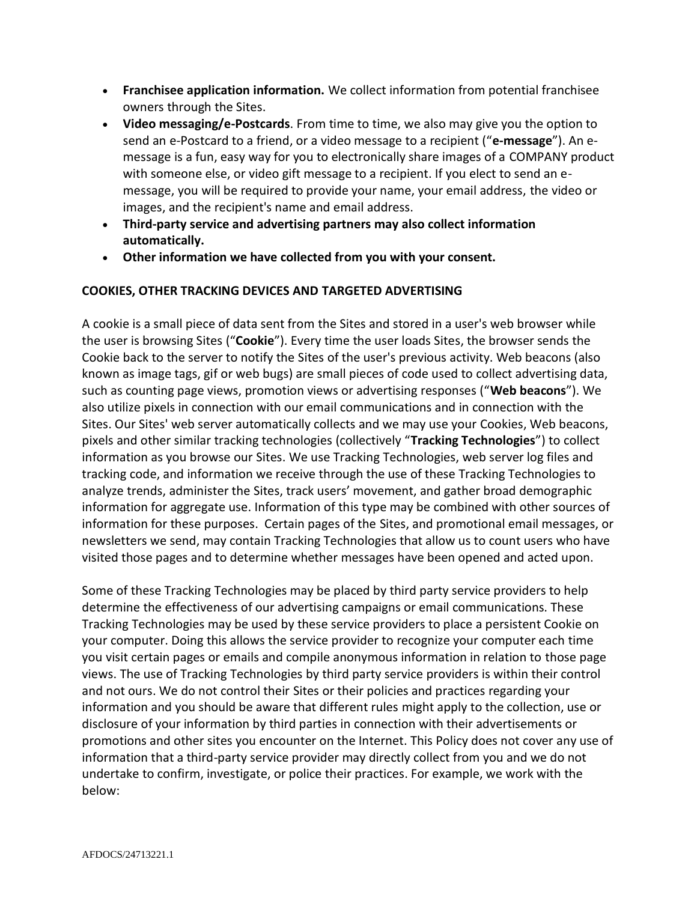- **Franchisee application information.** We collect information from potential franchisee owners through the Sites.
- **Video messaging/e-Postcards**. From time to time, we also may give you the option to send an e-Postcard to a friend, or a video message to a recipient ("**e-message**"). An e-message is a fun, easy way for you to electronically share images of a COMPANY product with someone else, or video gift message to a recipient. If you elect to send an e-message, you will be required to provide your name, your email address, the video or images, and the recipient's name and email address.
- **Third-party service and advertising partners may also collect information automatically.**
- **Other information we have collected from you with your consent.**

**COOKIES, OTHER TRACKING DEVICES AND TARGETED ADVERTISING**

A cookie is a small piece of data sent from the Sites and stored in a user's web browser while the user is browsing Sites ("**Cookie**"). Every time the user loads Sites, the browser sends the Cookie back to the server to notify the Sites of the user's previous activity. Web beacons (also known as image tags, gif or web bugs) are small pieces of code used to collect advertising data, such as counting page views, promotion views or advertising responses ("**Web beacons**"). We also utilize pixels in connection with our email communications and in connection with the Sites. Our Sites' web server automatically collects and we may use your Cookies, Web beacons, pixels and other similar tracking technologies (collectively "**Tracking Technologies**") to collect information as you browse our Sites. We use Tracking Technologies, web server log files and tracking code, and information we receive through the use of these Tracking Technologies to analyze trends, administer the Sites, track users' movement, and gather broad demographic information for aggregate use. Information of this type may be combined with other sources of information for these purposes. Certain pages of the Sites, and promotional email messages, or newsletters we send, may contain Tracking Technologies that allow us to count users who have visited those pages and to determine whether messages have been opened and acted upon.

Some of these Tracking Technologies may be placed by third party service providers to help determine the effectiveness of our advertising campaigns or email communications. These Tracking Technologies may be used by these service providers to place a persistent Cookie on your computer. Doing this allows the service provider to recognize your computer each time you visit certain pages or emails and compile anonymous information in relation to those page views. The use of Tracking Technologies by third party service providers is within their control and not ours. We do not control their Sites or their policies and practices regarding your information and you should be aware that different rules might apply to the collection, use or disclosure of your information by third parties in connection with their advertisements or promotions and other sites you encounter on the Internet. This Policy does not cover any use of information that a third-party service provider may directly collect from you and we do not undertake to confirm, investigate, or police their practices. For example, we work with the below: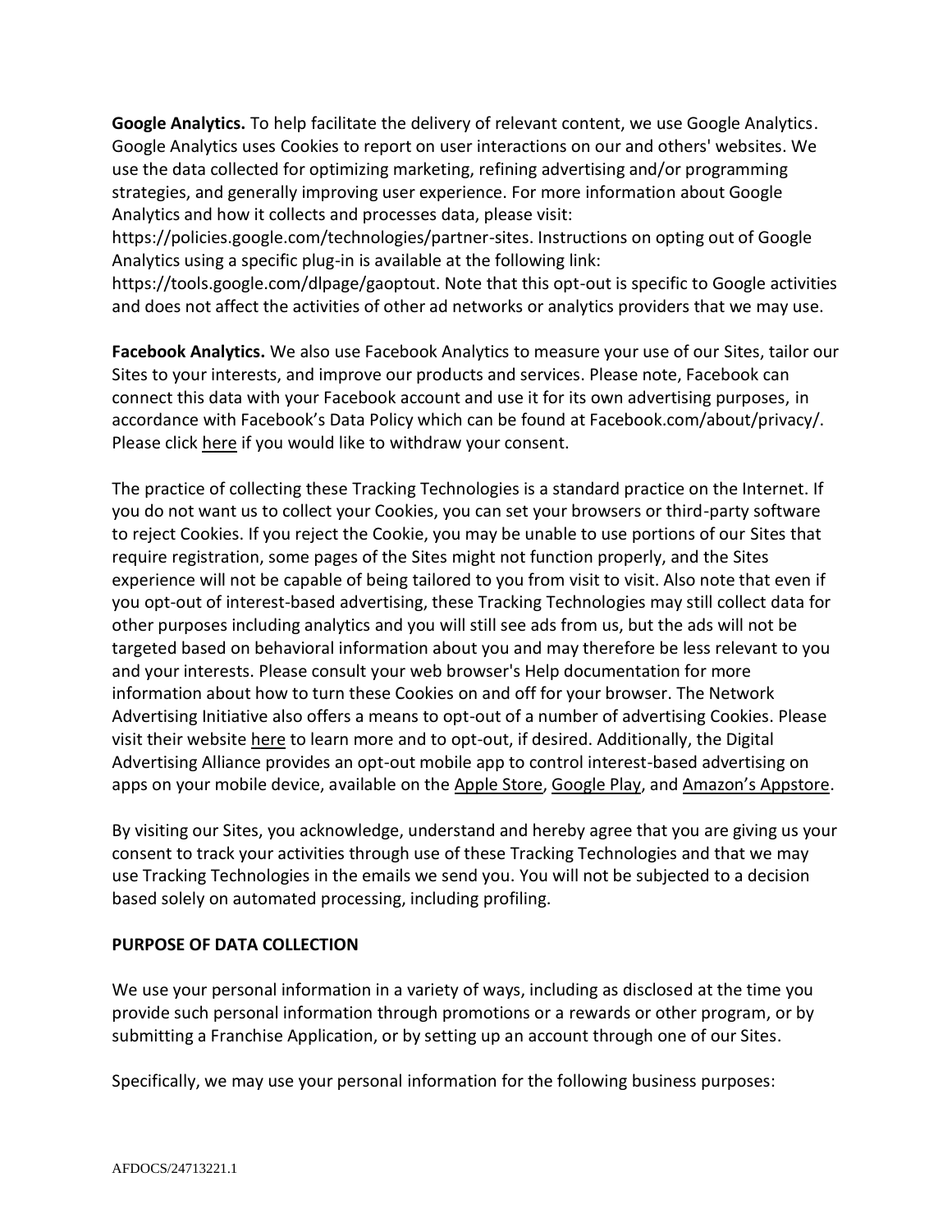**Google Analytics.** To help facilitate the delivery of relevant content, we use Google Analytics. Google Analytics uses Cookies to report on user interactions on our and others' websites. We use the data collected for optimizing marketing, refining advertising and/or programming strategies, and generally improving user experience. For more information about Google Analytics and how it collects and processes data, please visit: https://policies.google.com/technologies/partner-sites. Instructions on opting out of Google Analytics using a specific plug-in is available at the following link: https://tools.google.com/dlpage/gaoptout. Note that this opt-out is specific to Google activities and does not affect the activities of other ad networks or analytics providers that we may use.

**Facebook Analytics.** We also use Facebook Analytics to measure your use of our Sites, tailor our Sites to your interests, and improve our products and services. Please note, Facebook can connect this data with your Facebook account and use it for its own advertising purposes, in accordance with Facebook's Data Policy which can be found at Facebook.com/about/privacy/. Please click here if you would like to withdraw your consent.

The practice of collecting these Tracking Technologies is a standard practice on the Internet. If you do not want us to collect your Cookies, you can set your browsers or third-party software to reject Cookies. If you reject the Cookie, you may be unable to use portions of our Sites that require registration, some pages of the Sites might not function properly, and the Sites experience will not be capable of being tailored to you from visit to visit. Also note that even if you opt-out of interest-based advertising, these Tracking Technologies may still collect data for other purposes including analytics and you will still see ads from us, but the ads will not be targeted based on behavioral information about you and may therefore be less relevant to you and your interests. Please consult your web browser's Help documentation for more information about how to turn these Cookies on and off for your browser. The Network Advertising Initiative also offers a means to opt-out of a number of advertising Cookies. Please visit their website here to learn more and to opt-out, if desired. Additionally, the Digital Advertising Alliance provides an opt-out mobile app to control interest-based advertising on apps on your mobile device, available on the Apple Store, Google Play, and Amazon's Appstore.

By visiting our Sites, you acknowledge, understand and hereby agree that you are giving us your consent to track your activities through use of these Tracking Technologies and that we may use Tracking Technologies in the emails we send you. You will not be subjected to a decision based solely on automated processing, including profiling.

## PURPOSE OF DATA COLLECTION

We use your personal information in a variety of ways, including as disclosed at the time you provide such personal information through promotions or a rewards or other program, or by submitting a Franchise Application, or by setting up an account through one of our Sites.

Specifically, we may use your personal information for the following business purposes: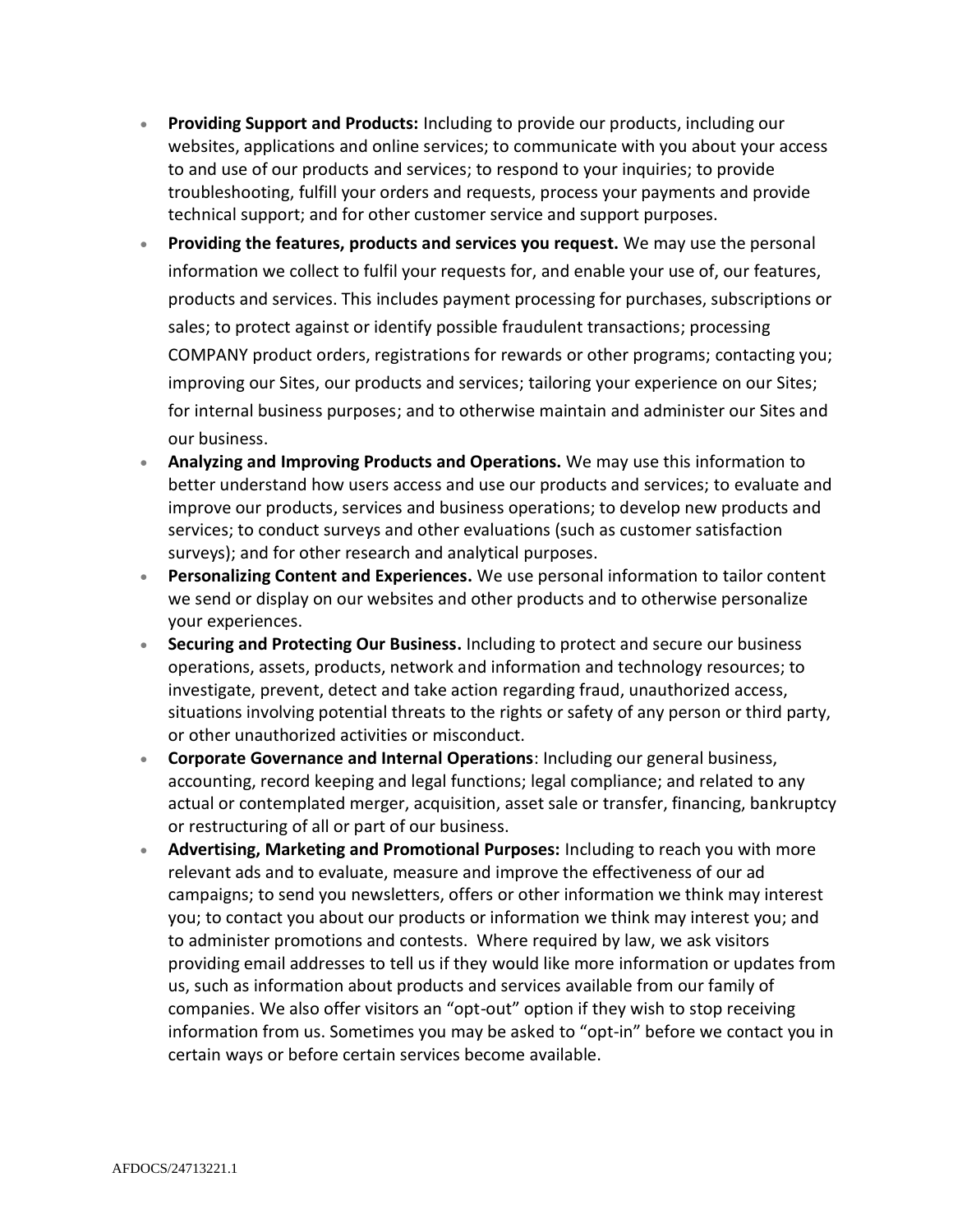- **Providing Support and Products:** Including to provide our products, including our websites, applications and online services; to communicate with you about your access to and use of our products and services; to respond to your inquiries; to provide troubleshooting, fulfill your orders and requests, process your payments and provide technical support; and for other customer service and support purposes.
- **Providing the features, products and services you request.** We may use the personal information we collect to fulfil your requests for, and enable your use of, our features, products and services. This includes payment processing for purchases, subscriptions or sales; to protect against or identify possible fraudulent transactions; processing COMPANY product orders, registrations for rewards or other programs; contacting you; improving our Sites, our products and services; tailoring your experience on our Sites; for internal business purposes; and to otherwise maintain and administer our Sites and our business.
- **Analyzing and Improving Products and Operations.** We may use this information to better understand how users access and use our products and services; to evaluate and improve our products, services and business operations; to develop new products and services; to conduct surveys and other evaluations (such as customer satisfaction surveys); and for other research and analytical purposes.
- **Personalizing Content and Experiences.** We use personal information to tailor content we send or display on our websites and other products and to otherwise personalize your experiences.
- **Securing and Protecting Our Business.** Including to protect and secure our business operations, assets, products, network and information and technology resources; to investigate, prevent, detect and take action regarding fraud, unauthorized access, situations involving potential threats to the rights or safety of any person or third party, or other unauthorized activities or misconduct.
- **Corporate Governance and Internal Operations**: Including our general business, accounting, record keeping and legal functions; legal compliance; and related to any actual or contemplated merger, acquisition, asset sale or transfer, financing, bankruptcy or restructuring of all or part of our business.
- **Advertising, Marketing and Promotional Purposes:** Including to reach you with more relevant ads and to evaluate, measure and improve the effectiveness of our ad campaigns; to send you newsletters, offers or other information we think may interest you; to contact you about our products or information we think may interest you; and to administer promotions and contests. Where required by law, we ask visitors providing email addresses to tell us if they would like more information or updates from us, such as information about products and services available from our family of companies. We also offer visitors an "opt-out" option if they wish to stop receiving information from us. Sometimes you may be asked to "opt-in" before we contact you in certain ways or before certain services become available.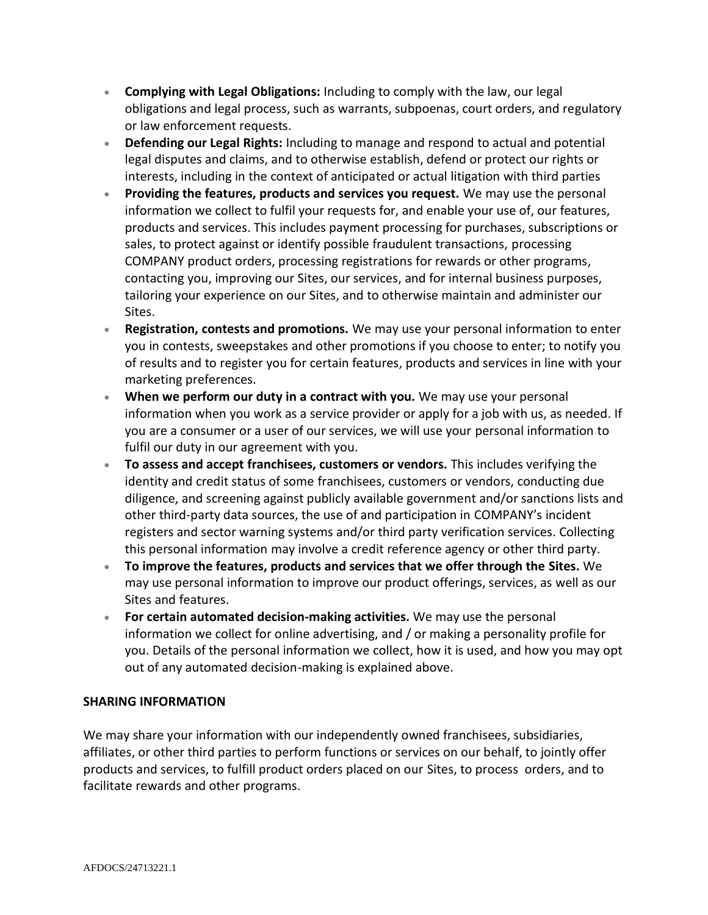- **Complying with Legal Obligations:** Including to comply with the law, our legal obligations and legal process, such as warrants, subpoenas, court orders, and regulatory or law enforcement requests.
- **Defending our Legal Rights:** Including to manage and respond to actual and potential legal disputes and claims, and to otherwise establish, defend or protect our rights or interests, including in the context of anticipated or actual litigation with third parties
- **Providing the features, products and services you request.** We may use the personal information we collect to fulfil your requests for, and enable your use of, our features, products and services. This includes payment processing for purchases, subscriptions or sales, to protect against or identify possible fraudulent transactions, processing COMPANY product orders, processing registrations for rewards or other programs, contacting you, improving our Sites, our services, and for internal business purposes, tailoring your experience on our Sites, and to otherwise maintain and administer our Sites.
- **Registration, contests and promotions.** We may use your personal information to enter you in contests, sweepstakes and other promotions if you choose to enter; to notify you of results and to register you for certain features, products and services in line with your marketing preferences.
- **When we perform our duty in a contract with you.** We may use your personal information when you work as a service provider or apply for a job with us, as needed. If you are a consumer or a user of our services, we will use your personal information to fulfil our duty in our agreement with you.
- **To assess and accept franchisees, customers or vendors.** This includes verifying the identity and credit status of some franchisees, customers or vendors, conducting due diligence, and screening against publicly available government and/or sanctions lists and other third-party data sources, the use of and participation in COMPANY's incident registers and sector warning systems and/or third party verification services. Collecting this personal information may involve a credit reference agency or other third party.
- **To improve the features, products and services that we offer through the Sites.** We may use personal information to improve our product offerings, services, as well as our Sites and features.
- **For certain automated decision-making activities.** We may use the personal information we collect for online advertising, and / or making a personality profile for you. Details of the personal information we collect, how it is used, and how you may opt out of any automated decision-making is explained above.

## SHARING INFORMATION

We may share your information with our independently owned franchisees, subsidiaries, affiliates, or other third parties to perform functions or services on our behalf, to jointly offer products and services, to fulfill product orders placed on our Sites, to process orders, and to facilitate rewards and other programs.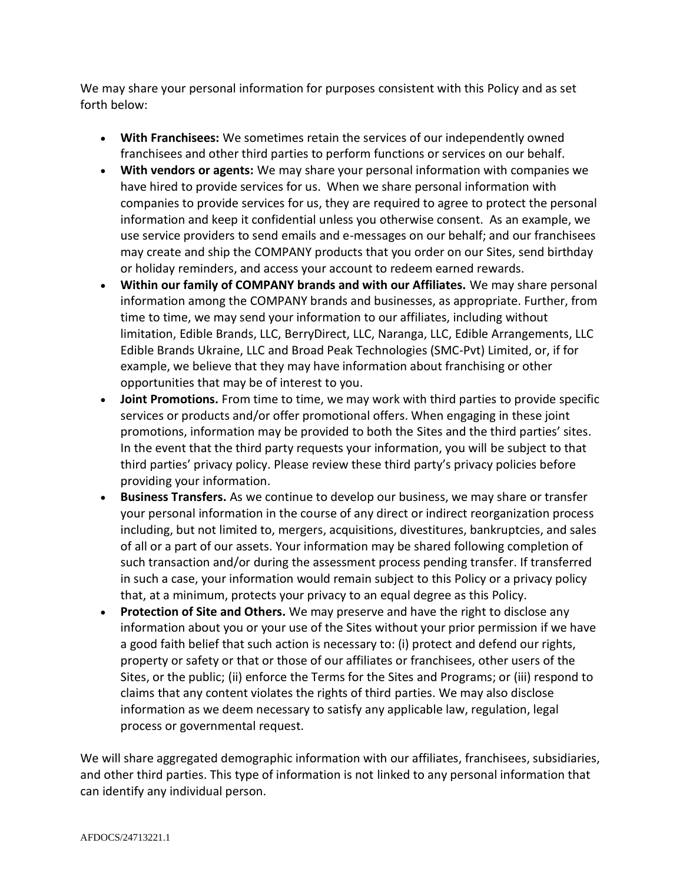We may share your personal information for purposes consistent with this Policy and as set forth below:

- **With Franchisees:** We sometimes retain the services of our independently owned franchisees and other third parties to perform functions or services on our behalf.
- **With vendors or agents:** We may share your personal information with companies we have hired to provide services for us. When we share personal information with companies to provide services for us, they are required to agree to protect the personal information and keep it confidential unless you otherwise consent. As an example, we use service providers to send emails and e-messages on our behalf; and our franchisees may create and ship the COMPANY products that you order on our Sites, send birthday or holiday reminders, and access your account to redeem earned rewards.
- **Within our family of COMPANY brands and with our Affiliates.** We may share personal information among the COMPANY brands and businesses, as appropriate. Further, from time to time, we may send your information to our affiliates, including without limitation, Edible Brands, LLC, BerryDirect, LLC, Naranga, LLC, Edible Arrangements, LLC Edible Brands Ukraine, LLC and Broad Peak Technologies (SMC-Pvt) Limited, or, if for example, we believe that they may have information about franchising or other opportunities that may be of interest to you.
- **Joint Promotions.** From time to time, we may work with third parties to provide specific services or products and/or offer promotional offers. When engaging in these joint promotions, information may be provided to both the Sites and the third parties' sites. In the event that the third party requests your information, you will be subject to that third parties' privacy policy. Please review these third party's privacy policies before providing your information.
- **Business Transfers.** As we continue to develop our business, we may share or transfer your personal information in the course of any direct or indirect reorganization process including, but not limited to, mergers, acquisitions, divestitures, bankruptcies, and sales of all or a part of our assets. Your information may be shared following completion of such transaction and/or during the assessment process pending transfer. If transferred in such a case, your information would remain subject to this Policy or a privacy policy that, at a minimum, protects your privacy to an equal degree as this Policy.
- **Protection of Site and Others.** We may preserve and have the right to disclose any information about you or your use of the Sites without your prior permission if we have a good faith belief that such action is necessary to: (i) protect and defend our rights, property or safety or that or those of our affiliates or franchisees, other users of the Sites, or the public; (ii) enforce the Terms for the Sites and Programs; or (iii) respond to claims that any content violates the rights of third parties. We may also disclose information as we deem necessary to satisfy any applicable law, regulation, legal process or governmental request.

We will share aggregated demographic information with our affiliates, franchisees, subsidiaries, and other third parties. This type of information is not linked to any personal information that can identify any individual person.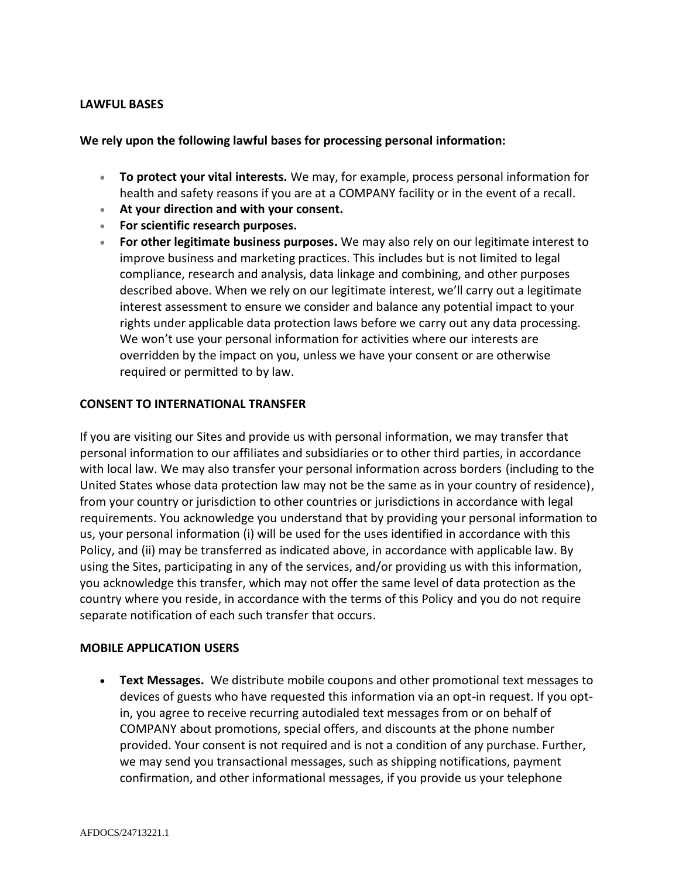## LAWFUL BASES

**We rely upon the following lawful bases for processing personal information:**

- **To protect your vital interests.** We may, for example, process personal information for health and safety reasons if you are at a COMPANY facility or in the event of a recall.
- **At your direction and with your consent.**
- **For scientific research purposes.**
- **For other legitimate business purposes.** We may also rely on our legitimate interest to improve business and marketing practices. This includes but is not limited to legal compliance, research and analysis, data linkage and combining, and other purposes described above. When we rely on our legitimate interest, we'll carry out a legitimate interest assessment to ensure we consider and balance any potential impact to your rights under applicable data protection laws before we carry out any data processing. We won't use your personal information for activities where our interests are overridden by the impact on you, unless we have your consent or are otherwise required or permitted to by law.

## CONSENT TO INTERNATIONAL TRANSFER

If you are visiting our Sites and provide us with personal information, we may transfer that personal information to our affiliates and subsidiaries or to other third parties, in accordance with local law. We may also transfer your personal information across borders (including to the United States whose data protection law may not be the same as in your country of residence), from your country or jurisdiction to other countries or jurisdictions in accordance with legal requirements. You acknowledge you understand that by providing your personal information to us, your personal information (i) will be used for the uses identified in accordance with this Policy, and (ii) may be transferred as indicated above, in accordance with applicable law. By using the Sites, participating in any of the services, and/or providing us with this information, you acknowledge this transfer, which may not offer the same level of data protection as the country where you reside, in accordance with the terms of this Policy and you do not require separate notification of each such transfer that occurs.

## MOBILE APPLICATION USERS

- **Text Messages.** We distribute mobile coupons and other promotional text messages to devices of guests who have requested this information via an opt-in request. If you opt-in, you agree to receive recurring autodialed text messages from or on behalf of COMPANY about promotions, special offers, and discounts at the phone number provided. Your consent is not required and is not a condition of any purchase. Further, we may send you transactional messages, such as shipping notifications, payment confirmation, and other informational messages, if you provide us your telephone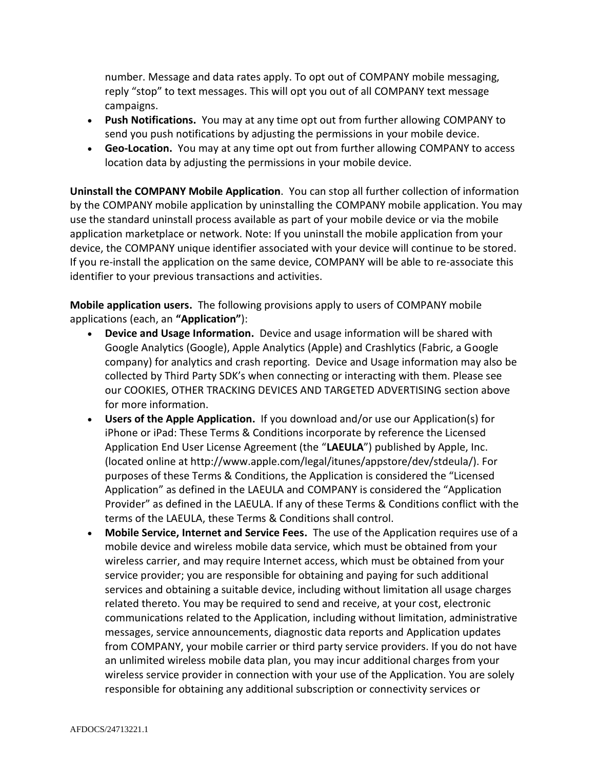number. Message and data rates apply. To opt out of COMPANY mobile messaging, reply "stop" to text messages. This will opt you out of all COMPANY text message campaigns.

- **Push Notifications.** You may at any time opt out from further allowing COMPANY to send you push notifications by adjusting the permissions in your mobile device.
- **Geo-Location.** You may at any time opt out from further allowing COMPANY to access location data by adjusting the permissions in your mobile device.

**Uninstall the COMPANY Mobile Application**. You can stop all further collection of information by the COMPANY mobile application by uninstalling the COMPANY mobile application. You may use the standard uninstall process available as part of your mobile device or via the mobile application marketplace or network. Note: If you uninstall the mobile application from your device, the COMPANY unique identifier associated with your device will continue to be stored. If you re-install the application on the same device, COMPANY will be able to re-associate this identifier to your previous transactions and activities.

**Mobile application users.** The following provisions apply to users of COMPANY mobile applications (each, an **"Application"**):

- **Device and Usage Information.** Device and usage information will be shared with Google Analytics (Google), Apple Analytics (Apple) and Crashlytics (Fabric, a Google company) for analytics and crash reporting. Device and Usage information may also be collected by Third Party SDK's when connecting or interacting with them. Please see our COOKIES, OTHER TRACKING DEVICES AND TARGETED ADVERTISING section above for more information.
- **Users of the Apple Application.** If you download and/or use our Application(s) for iPhone or iPad: These Terms & Conditions incorporate by reference the Licensed Application End User License Agreement (the "**LAEULA**") published by Apple, Inc. (located online at http://www.apple.com/legal/itunes/appstore/dev/stdeula/). For purposes of these Terms & Conditions, the Application is considered the "Licensed Application" as defined in the LAEULA and COMPANY is considered the "Application Provider" as defined in the LAEULA. If any of these Terms & Conditions conflict with the terms of the LAEULA, these Terms & Conditions shall control.
- **Mobile Service, Internet and Service Fees.** The use of the Application requires use of a mobile device and wireless mobile data service, which must be obtained from your wireless carrier, and may require Internet access, which must be obtained from your service provider; you are responsible for obtaining and paying for such additional services and obtaining a suitable device, including without limitation all usage charges related thereto. You may be required to send and receive, at your cost, electronic communications related to the Application, including without limitation, administrative messages, service announcements, diagnostic data reports and Application updates from COMPANY, your mobile carrier or third party service providers. If you do not have an unlimited wireless mobile data plan, you may incur additional charges from your wireless service provider in connection with your use of the Application. You are solely responsible for obtaining any additional subscription or connectivity services or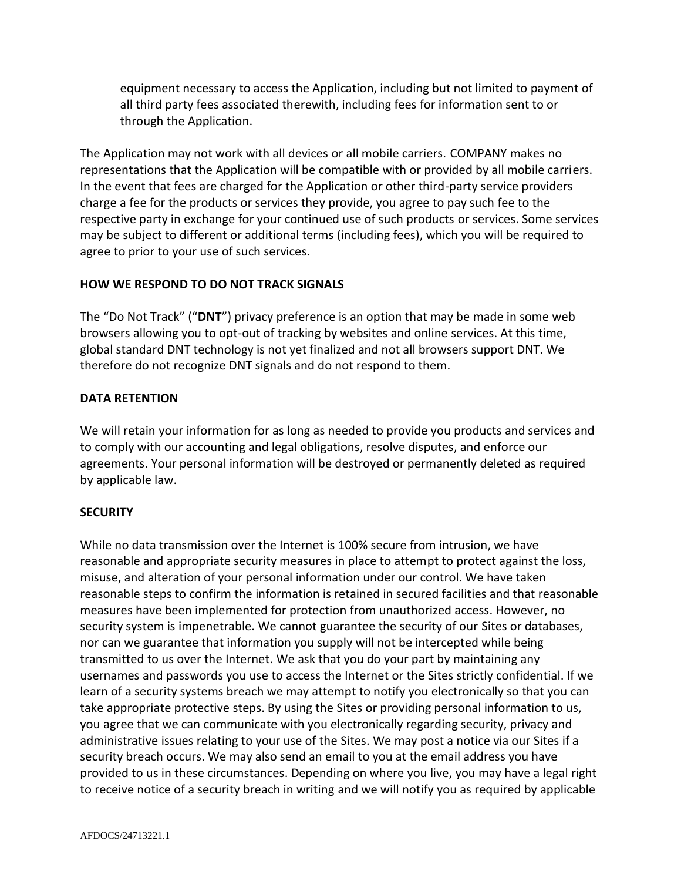equipment necessary to access the Application, including but not limited to payment of all third party fees associated therewith, including fees for information sent to or through the Application.

The Application may not work with all devices or all mobile carriers. COMPANY makes no representations that the Application will be compatible with or provided by all mobile carriers. In the event that fees are charged for the Application or other third-party service providers charge a fee for the products or services they provide, you agree to pay such fee to the respective party in exchange for your continued use of such products or services. Some services may be subject to different or additional terms (including fees), which you will be required to agree to prior to your use of such services.

**HOW WE RESPOND TO DO NOT TRACK SIGNALS**

The "Do Not Track" ("**DNT**") privacy preference is an option that may be made in some web browsers allowing you to opt-out of tracking by websites and online services. At this time, global standard DNT technology is not yet finalized and not all browsers support DNT. We therefore do not recognize DNT signals and do not respond to them.

**DATA RETENTION**

We will retain your information for as long as needed to provide you products and services and to comply with our accounting and legal obligations, resolve disputes, and enforce our agreements. Your personal information will be destroyed or permanently deleted as required by applicable law.

**SECURITY**

While no data transmission over the Internet is 100% secure from intrusion, we have reasonable and appropriate security measures in place to attempt to protect against the loss, misuse, and alteration of your personal information under our control. We have taken reasonable steps to confirm the information is retained in secured facilities and that reasonable measures have been implemented for protection from unauthorized access. However, no security system is impenetrable. We cannot guarantee the security of our Sites or databases, nor can we guarantee that information you supply will not be intercepted while being transmitted to us over the Internet. We ask that you do your part by maintaining any usernames and passwords you use to access the Internet or the Sites strictly confidential. If we learn of a security systems breach we may attempt to notify you electronically so that you can take appropriate protective steps. By using the Sites or providing personal information to us, you agree that we can communicate with you electronically regarding security, privacy and administrative issues relating to your use of the Sites. We may post a notice via our Sites if a security breach occurs. We may also send an email to you at the email address you have provided to us in these circumstances. Depending on where you live, you may have a legal right to receive notice of a security breach in writing and we will notify you as required by applicable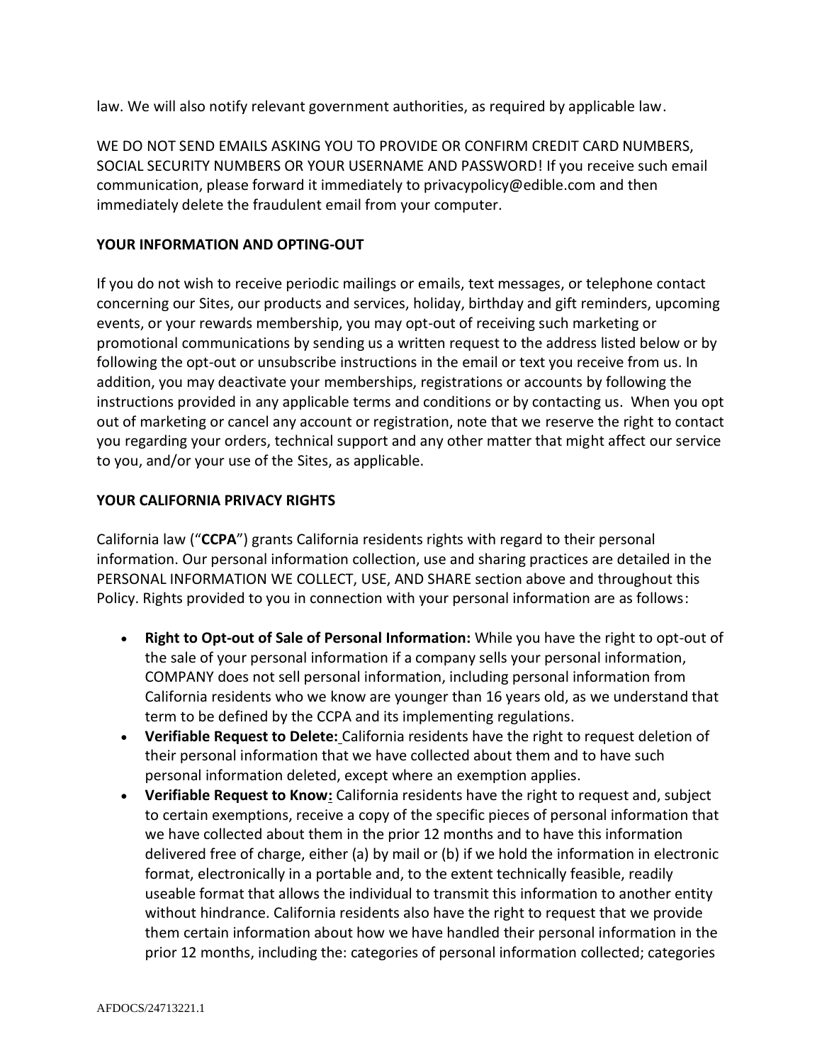law. We will also notify relevant government authorities, as required by applicable law.

WE DO NOT SEND EMAILS ASKING YOU TO PROVIDE OR CONFIRM CREDIT CARD NUMBERS, SOCIAL SECURITY NUMBERS OR YOUR USERNAME AND PASSWORD! If you receive such email communication, please forward it immediately to privacypolicy@edible.com and then immediately delete the fraudulent email from your computer.

**YOUR INFORMATION AND OPTING-OUT**

If you do not wish to receive periodic mailings or emails, text messages, or telephone contact concerning our Sites, our products and services, holiday, birthday and gift reminders, upcoming events, or your rewards membership, you may opt-out of receiving such marketing or promotional communications by sending us a written request to the address listed below or by following the opt-out or unsubscribe instructions in the email or text you receive from us. In addition, you may deactivate your memberships, registrations or accounts by following the instructions provided in any applicable terms and conditions or by contacting us. When you opt out of marketing or cancel any account or registration, note that we reserve the right to contact you regarding your orders, technical support and any other matter that might affect our service to you, and/or your use of the Sites, as applicable.

**YOUR CALIFORNIA PRIVACY RIGHTS**

California law ("**CCPA**") grants California residents rights with regard to their personal information. Our personal information collection, use and sharing practices are detailed in the PERSONAL INFORMATION WE COLLECT, USE, AND SHARE section above and throughout this Policy. Rights provided to you in connection with your personal information are as follows:

- **Right to Opt-out of Sale of Personal Information:** While you have the right to opt-out of the sale of your personal information if a company sells your personal information, COMPANY does not sell personal information, including personal information from California residents who we know are younger than 16 years old, as we understand that term to be defined by the CCPA and its implementing regulations.
- **Verifiable Request to Delete:** California residents have the right to request deletion of their personal information that we have collected about them and to have such personal information deleted, except where an exemption applies.
- **Verifiable Request to Know:** California residents have the right to request and, subject to certain exemptions, receive a copy of the specific pieces of personal information that we have collected about them in the prior 12 months and to have this information delivered free of charge, either (a) by mail or (b) if we hold the information in electronic format, electronically in a portable and, to the extent technically feasible, readily useable format that allows the individual to transmit this information to another entity without hindrance. California residents also have the right to request that we provide them certain information about how we have handled their personal information in the prior 12 months, including the: categories of personal information collected; categories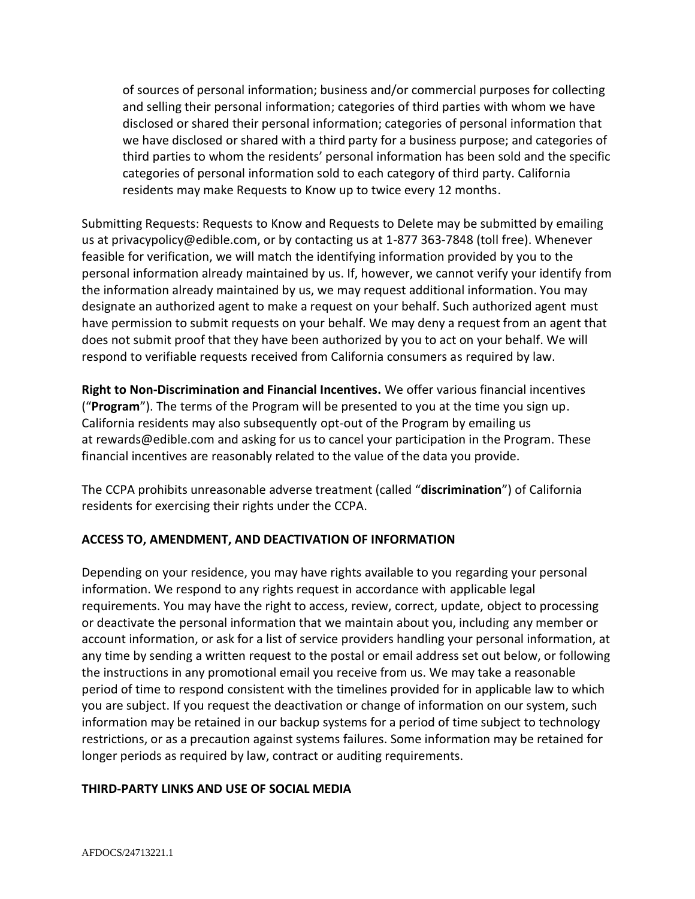of sources of personal information; business and/or commercial purposes for collecting and selling their personal information; categories of third parties with whom we have disclosed or shared their personal information; categories of personal information that we have disclosed or shared with a third party for a business purpose; and categories of third parties to whom the residents' personal information has been sold and the specific categories of personal information sold to each category of third party. California residents may make Requests to Know up to twice every 12 months.

Submitting Requests: Requests to Know and Requests to Delete may be submitted by emailing us at privacypolicy@edible.com, or by contacting us at 1-877 363-7848 (toll free). Whenever feasible for verification, we will match the identifying information provided by you to the personal information already maintained by us. If, however, we cannot verify your identify from the information already maintained by us, we may request additional information. You may designate an authorized agent to make a request on your behalf. Such authorized agent must have permission to submit requests on your behalf. We may deny a request from an agent that does not submit proof that they have been authorized by you to act on your behalf. We will respond to verifiable requests received from California consumers as required by law.

**Right to Non-Discrimination and Financial Incentives.** We offer various financial incentives ("**Program**"). The terms of the Program will be presented to you at the time you sign up. California residents may also subsequently opt-out of the Program by emailing us at rewards@edible.com and asking for us to cancel your participation in the Program. These financial incentives are reasonably related to the value of the data you provide.

The CCPA prohibits unreasonable adverse treatment (called "**discrimination**") of California residents for exercising their rights under the CCPA.

**ACCESS TO, AMENDMENT, AND DEACTIVATION OF INFORMATION**

Depending on your residence, you may have rights available to you regarding your personal information. We respond to any rights request in accordance with applicable legal requirements. You may have the right to access, review, correct, update, object to processing or deactivate the personal information that we maintain about you, including any member or account information, or ask for a list of service providers handling your personal information, at any time by sending a written request to the postal or email address set out below, or following the instructions in any promotional email you receive from us. We may take a reasonable period of time to respond consistent with the timelines provided for in applicable law to which you are subject. If you request the deactivation or change of information on our system, such information may be retained in our backup systems for a period of time subject to technology restrictions, or as a precaution against systems failures. Some information may be retained for longer periods as required by law, contract or auditing requirements.

**THIRD-PARTY LINKS AND USE OF SOCIAL MEDIA**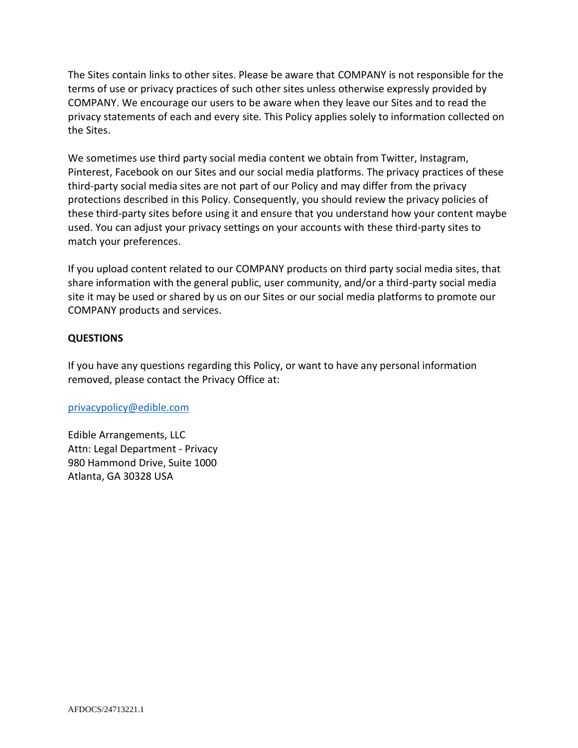The Sites contain links to other sites. Please be aware that COMPANY is not responsible for the terms of use or privacy practices of such other sites unless otherwise expressly provided by COMPANY. We encourage our users to be aware when they leave our Sites and to read the privacy statements of each and every site. This Policy applies solely to information collected on the Sites.

We sometimes use third party social media content we obtain from Twitter, Instagram, Pinterest, Facebook on our Sites and our social media platforms. The privacy practices of these third-party social media sites are not part of our Policy and may differ from the privacy protections described in this Policy. Consequently, you should review the privacy policies of these third-party sites before using it and ensure that you understand how your content maybe used. You can adjust your privacy settings on your accounts with these third-party sites to match your preferences.

If you upload content related to our COMPANY products on third party social media sites, that share information with the general public, user community, and/or a third-party social media site it may be used or shared by us on our Sites or our social media platforms to promote our COMPANY products and services.

**QUESTIONS**

If you have any questions regarding this Policy, or want to have any personal information removed, please contact the Privacy Office at:

privacypolicy@edible.com

Edible Arrangements, LLC
Attn: Legal Department - Privacy
980 Hammond Drive, Suite 1000
Atlanta, GA 30328 USA

AFDOCS/24713221.1